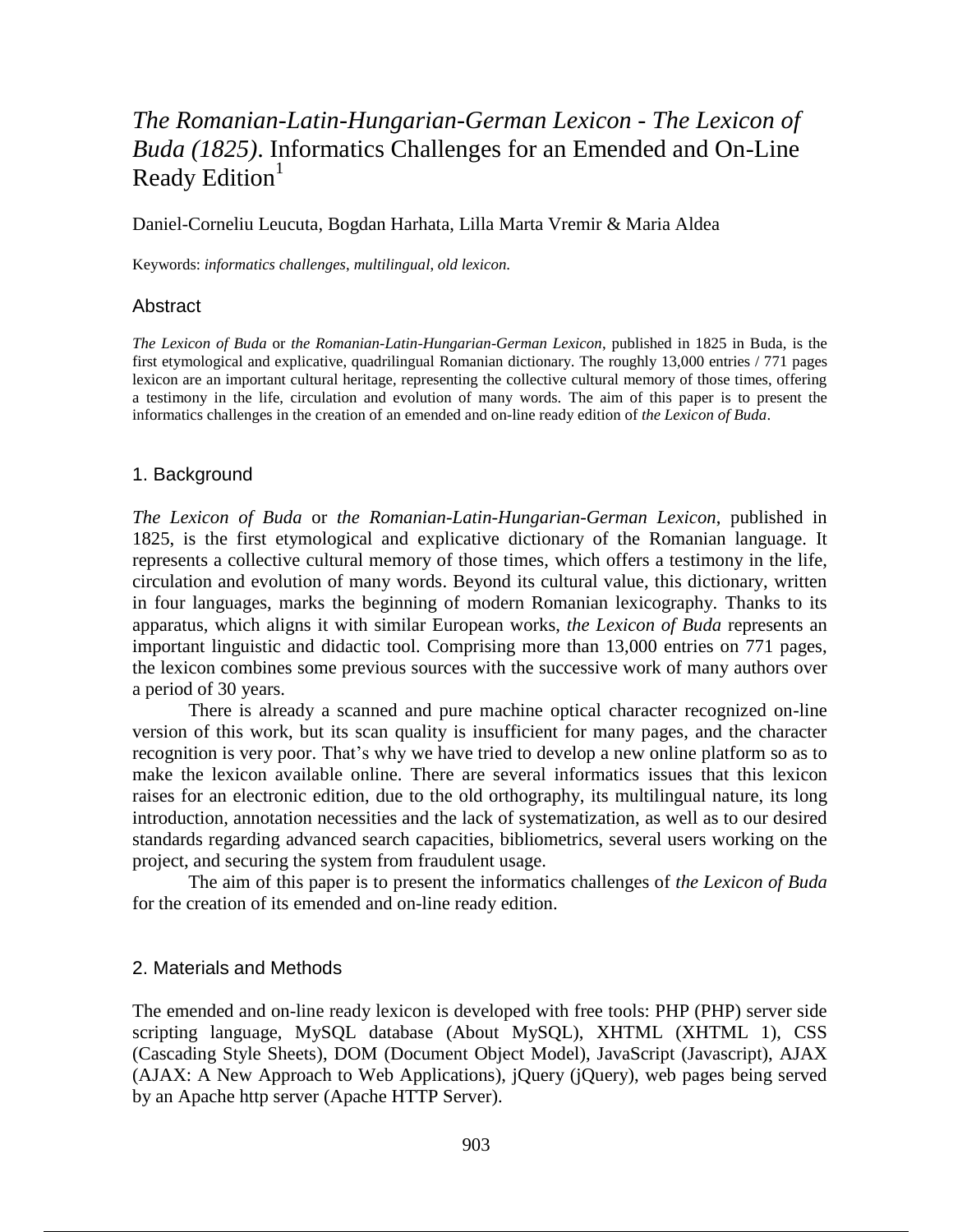# *The Romanian-Latin-Hungarian-German Lexicon - The Lexicon of Buda (1825)*. Informatics Challenges for an Emended and On-Line Ready Edition[1]

Daniel-Corneliu Leucuta, Bogdan Harhata, Lilla Marta Vremir & Maria Aldea

Keywords: *informatics challenges, multilingual, old lexicon.*

## Abstract

*The Lexicon of Buda* or *the Romanian-Latin-Hungarian-German Lexicon,* published in 1825 in Buda, is the first etymological and explicative, quadrilingual Romanian dictionary. The roughly 13,000 entries / 771 pages lexicon are an important cultural heritage, representing the collective cultural memory of those times, offering a testimony in the life, circulation and evolution of many words. The aim of this paper is to present the informatics challenges in the creation of an emended and on-line ready edition of *the Lexicon of Buda*.

## 1. Background

*The Lexicon of Buda* or *the Romanian-Latin-Hungarian-German Lexicon*, published in 1825, is the first etymological and explicative dictionary of the Romanian language. It represents a collective cultural memory of those times, which offers a testimony in the life, circulation and evolution of many words. Beyond its cultural value, this dictionary, written in four languages, marks the beginning of modern Romanian lexicography. Thanks to its apparatus, which aligns it with similar European works, *the Lexicon of Buda* represents an important linguistic and didactic tool. Comprising more than 13,000 entries on 771 pages, the lexicon combines some previous sources with the successive work of many authors over a period of 30 years.

There is already a scanned and pure machine optical character recognized on-line version of this work, but its scan quality is insufficient for many pages, and the character recognition is very poor. That's why we have tried to develop a new online platform so as to make the lexicon available online. There are several informatics issues that this lexicon raises for an electronic edition, due to the old orthography, its multilingual nature, its long introduction, annotation necessities and the lack of systematization, as well as to our desired standards regarding advanced search capacities, bibliometrics, several users working on the project, and securing the system from fraudulent usage.

The aim of this paper is to present the informatics challenges of *the Lexicon of Buda* for the creation of its emended and on-line ready edition.

## 2. Materials and Methods

The emended and on-line ready lexicon is developed with free tools: PHP (PHP) server side scripting language, MySQL database (About MySQL), XHTML (XHTML 1), CSS (Cascading Style Sheets), DOM (Document Object Model), JavaScript (Javascript), AJAX (AJAX: A New Approach to Web Applications), jQuery (jQuery), web pages being served by an Apache http server (Apache HTTP Server).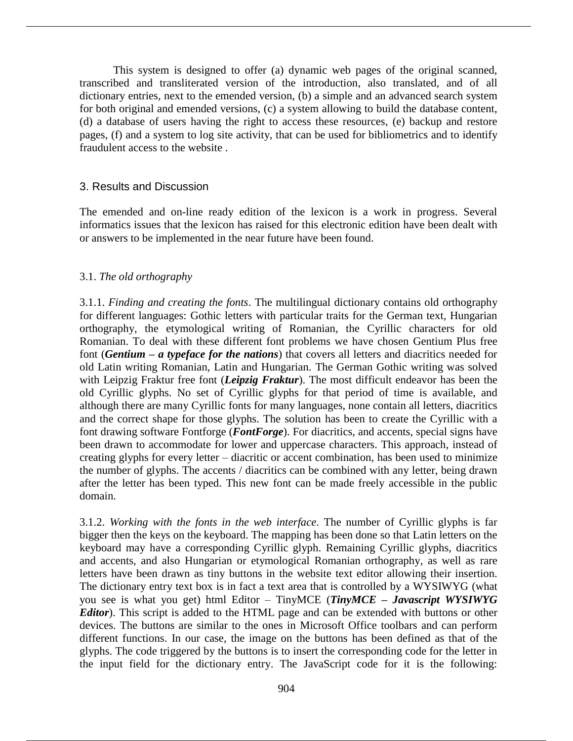This system is designed to offer (a) dynamic web pages of the original scanned, transcribed and transliterated version of the introduction, also translated, and of all dictionary entries, next to the emended version, (b) a simple and an advanced search system for both original and emended versions, (c) a system allowing to build the database content, (d) a database of users having the right to access these resources, (e) backup and restore pages, (f) and a system to log site activity, that can be used for bibliometrics and to identify fraudulent access to the website .

## 3. Results and Discussion

The emended and on-line ready edition of the lexicon is a work in progress. Several informatics issues that the lexicon has raised for this electronic edition have been dealt with or answers to be implemented in the near future have been found.

### 3.1. *The old orthography*

3.1.1. *Finding and creating the fonts*. The multilingual dictionary contains old orthography for different languages: Gothic letters with particular traits for the German text, Hungarian orthography, the etymological writing of Romanian, the Cyrillic characters for old Romanian. To deal with these different font problems we have chosen Gentium Plus free font (***Gentium – a typeface for the nations***) that covers all letters and diacritics needed for old Latin writing Romanian, Latin and Hungarian. The German Gothic writing was solved with Leipzig Fraktur free font (***Leipzig Fraktur***). The most difficult endeavor has been the old Cyrillic glyphs. No set of Cyrillic glyphs for that period of time is available, and although there are many Cyrillic fonts for many languages, none contain all letters, diacritics and the correct shape for those glyphs. The solution has been to create the Cyrillic with a font drawing software Fontforge (***FontForge***). For diacritics, and accents, special signs have been drawn to accommodate for lower and uppercase characters. This approach, instead of creating glyphs for every letter – diacritic or accent combination, has been used to minimize the number of glyphs. The accents / diacritics can be combined with any letter, being drawn after the letter has been typed. This new font can be made freely accessible in the public domain.

3.1.2. *Working with the fonts in the web interface*. The number of Cyrillic glyphs is far bigger then the keys on the keyboard. The mapping has been done so that Latin letters on the keyboard may have a corresponding Cyrillic glyph. Remaining Cyrillic glyphs, diacritics and accents, and also Hungarian or etymological Romanian orthography, as well as rare letters have been drawn as tiny buttons in the website text editor allowing their insertion. The dictionary entry text box is in fact a text area that is controlled by a WYSIWYG (what you see is what you get) html Editor – TinyMCE (***TinyMCE – Javascript WYSIWYG Editor***). This script is added to the HTML page and can be extended with buttons or other devices. The buttons are similar to the ones in Microsoft Office toolbars and can perform different functions. In our case, the image on the buttons has been defined as that of the glyphs. The code triggered by the buttons is to insert the corresponding code for the letter in the input field for the dictionary entry. The JavaScript code for it is the following: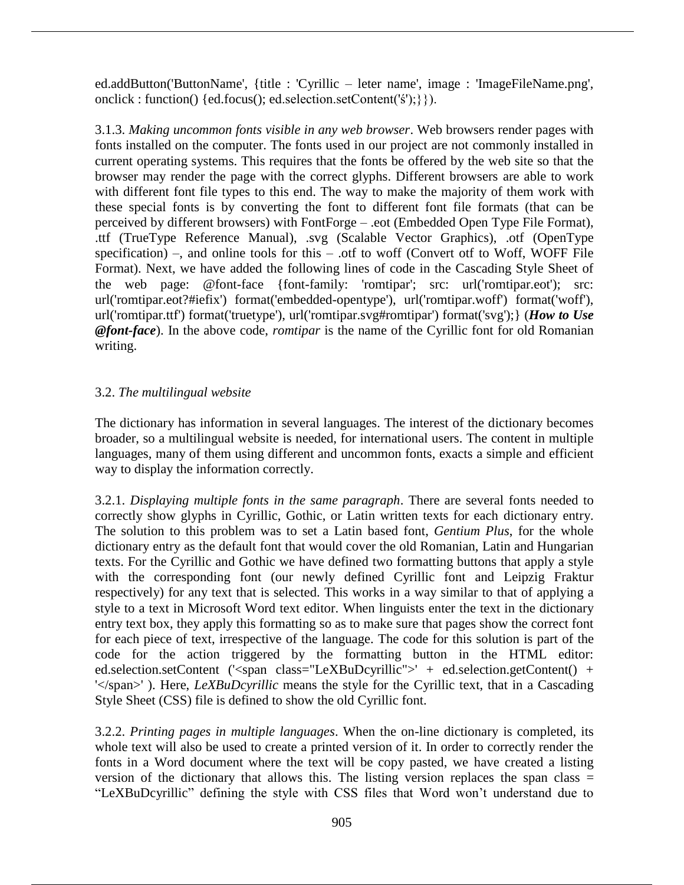ed.addButton('ButtonName', {title : 'Cyrillic – leter name', image : 'ImageFileName.png', onclick : function() {ed.focus(); ed.selection.setContent('ś');}}).

3.1.3. *Making uncommon fonts visible in any web browser*. Web browsers render pages with fonts installed on the computer. The fonts used in our project are not commonly installed in current operating systems. This requires that the fonts be offered by the web site so that the browser may render the page with the correct glyphs. Different browsers are able to work with different font file types to this end. The way to make the majority of them work with these special fonts is by converting the font to different font file formats (that can be perceived by different browsers) with FontForge – .eot (Embedded Open Type File Format), .ttf (TrueType Reference Manual), .svg (Scalable Vector Graphics), .otf (OpenType specification) –, and online tools for this – .otf to woff (Convert otf to Woff, WOFF File Format). Next, we have added the following lines of code in the Cascading Style Sheet of the web page: @font-face {font-family: 'romtipar'; src: url('romtipar.eot'); src: url('romtipar.eot?#iefix') format('embedded-opentype'), url('romtipar.woff') format('woff'), url('romtipar.ttf') format('truetype'), url('romtipar.svg#romtipar') format('svg');} (***How to Use @font-face***). In the above code, *romtipar* is the name of the Cyrillic font for old Romanian writing.

3.2. *The multilingual website*

The dictionary has information in several languages. The interest of the dictionary becomes broader, so a multilingual website is needed, for international users. The content in multiple languages, many of them using different and uncommon fonts, exacts a simple and efficient way to display the information correctly.

3.2.1. *Displaying multiple fonts in the same paragraph*. There are several fonts needed to correctly show glyphs in Cyrillic, Gothic, or Latin written texts for each dictionary entry. The solution to this problem was to set a Latin based font, *Gentium Plus*, for the whole dictionary entry as the default font that would cover the old Romanian, Latin and Hungarian texts. For the Cyrillic and Gothic we have defined two formatting buttons that apply a style with the corresponding font (our newly defined Cyrillic font and Leipzig Fraktur respectively) for any text that is selected. This works in a way similar to that of applying a style to a text in Microsoft Word text editor. When linguists enter the text in the dictionary entry text box, they apply this formatting so as to make sure that pages show the correct font for each piece of text, irrespective of the language. The code for this solution is part of the code for the action triggered by the formatting button in the HTML editor: ed.selection.setContent ('<span class="LeXBuDcyrillic">' + ed.selection.getContent() + '</span>' ). Here, *LeXBuDcyrillic* means the style for the Cyrillic text, that in a Cascading Style Sheet (CSS) file is defined to show the old Cyrillic font.

3.2.2. *Printing pages in multiple languages*. When the on-line dictionary is completed, its whole text will also be used to create a printed version of it. In order to correctly render the fonts in a Word document where the text will be copy pasted, we have created a listing version of the dictionary that allows this. The listing version replaces the span class = "LeXBuDcyrillic" defining the style with CSS files that Word won't understand due to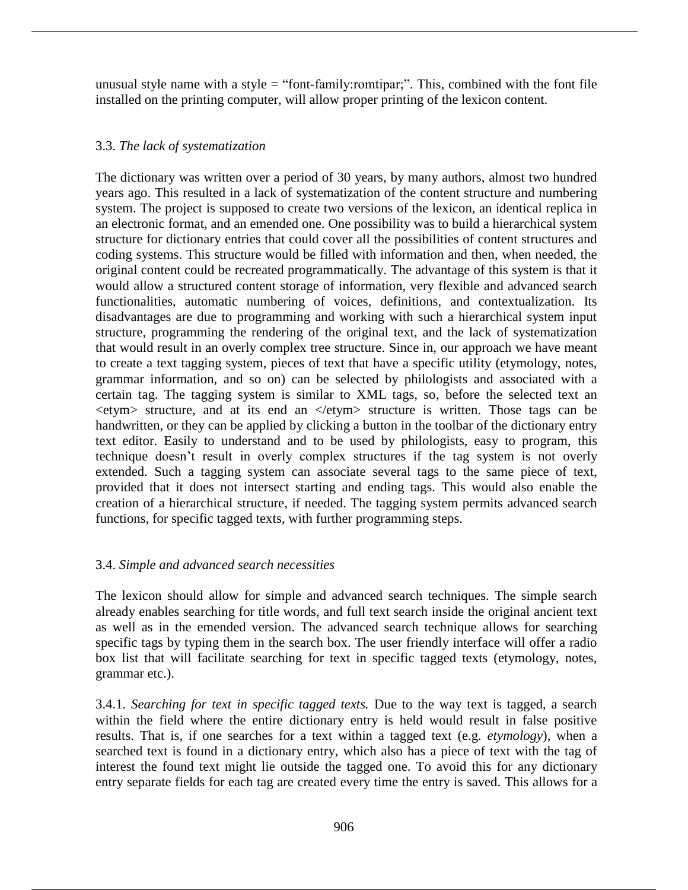unusual style name with a style = “font-family:romtipar;”. This, combined with the font file installed on the printing computer, will allow proper printing of the lexicon content.

### 3.3. *The lack of systematization*

The dictionary was written over a period of 30 years, by many authors, almost two hundred years ago. This resulted in a lack of systematization of the content structure and numbering system. The project is supposed to create two versions of the lexicon, an identical replica in an electronic format, and an emended one. One possibility was to build a hierarchical system structure for dictionary entries that could cover all the possibilities of content structures and coding systems. This structure would be filled with information and then, when needed, the original content could be recreated programmatically. The advantage of this system is that it would allow a structured content storage of information, very flexible and advanced search functionalities, automatic numbering of voices, definitions, and contextualization. Its disadvantages are due to programming and working with such a hierarchical system input structure, programming the rendering of the original text, and the lack of systematization that would result in an overly complex tree structure. Since in, our approach we have meant to create a text tagging system, pieces of text that have a specific utility (etymology, notes, grammar information, and so on) can be selected by philologists and associated with a certain tag. The tagging system is similar to XML tags, so, before the selected text an <etym> structure, and at its end an </etym> structure is written. Those tags can be handwritten, or they can be applied by clicking a button in the toolbar of the dictionary entry text editor. Easily to understand and to be used by philologists, easy to program, this technique doesn’t result in overly complex structures if the tag system is not overly extended. Such a tagging system can associate several tags to the same piece of text, provided that it does not intersect starting and ending tags. This would also enable the creation of a hierarchical structure, if needed. The tagging system permits advanced search functions, for specific tagged texts, with further programming steps.

### 3.4. *Simple and advanced search necessities*

The lexicon should allow for simple and advanced search techniques. The simple search already enables searching for title words, and full text search inside the original ancient text as well as in the emended version. The advanced search technique allows for searching specific tags by typing them in the search box. The user friendly interface will offer a radio box list that will facilitate searching for text in specific tagged texts (etymology, notes, grammar etc.).

3.4.1. *Searching for text in specific tagged texts.* Due to the way text is tagged, a search within the field where the entire dictionary entry is held would result in false positive results. That is, if one searches for a text within a tagged text (e.g. *etymology*), when a searched text is found in a dictionary entry, which also has a piece of text with the tag of interest the found text might lie outside the tagged one. To avoid this for any dictionary entry separate fields for each tag are created every time the entry is saved. This allows for a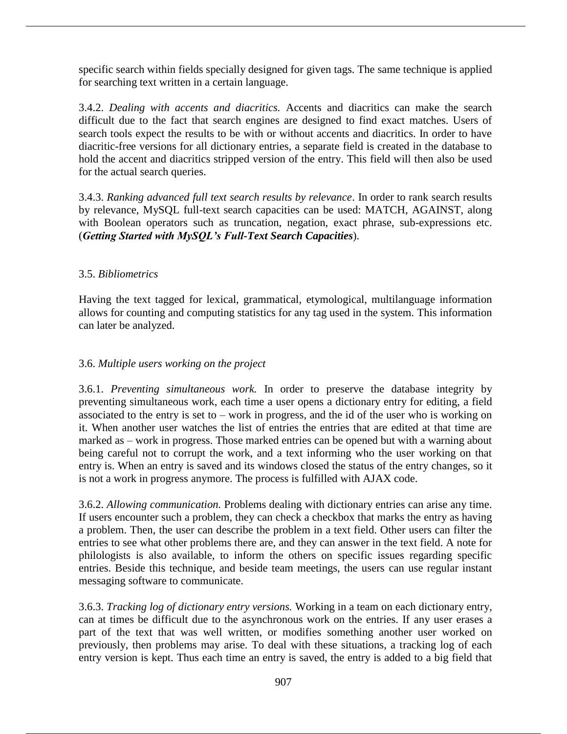specific search within fields specially designed for given tags. The same technique is applied for searching text written in a certain language.

3.4.2. *Dealing with accents and diacritics.* Accents and diacritics can make the search difficult due to the fact that search engines are designed to find exact matches. Users of search tools expect the results to be with or without accents and diacritics. In order to have diacritic-free versions for all dictionary entries, a separate field is created in the database to hold the accent and diacritics stripped version of the entry. This field will then also be used for the actual search queries.

3.4.3. *Ranking advanced full text search results by relevance*. In order to rank search results by relevance, MySQL full-text search capacities can be used: MATCH, AGAINST, along with Boolean operators such as truncation, negation, exact phrase, sub-expressions etc. (***Getting Started with MySQL's Full-Text Search Capacities***).

### 3.5. *Bibliometrics*

Having the text tagged for lexical, grammatical, etymological, multilanguage information allows for counting and computing statistics for any tag used in the system. This information can later be analyzed.

### 3.6. *Multiple users working on the project*

3.6.1. *Preventing simultaneous work.* In order to preserve the database integrity by preventing simultaneous work, each time a user opens a dictionary entry for editing, a field associated to the entry is set to – work in progress, and the id of the user who is working on it. When another user watches the list of entries the entries that are edited at that time are marked as – work in progress. Those marked entries can be opened but with a warning about being careful not to corrupt the work, and a text informing who the user working on that entry is. When an entry is saved and its windows closed the status of the entry changes, so it is not a work in progress anymore. The process is fulfilled with AJAX code.

3.6.2. *Allowing communication.* Problems dealing with dictionary entries can arise any time. If users encounter such a problem, they can check a checkbox that marks the entry as having a problem. Then, the user can describe the problem in a text field. Other users can filter the entries to see what other problems there are, and they can answer in the text field. A note for philologists is also available, to inform the others on specific issues regarding specific entries. Beside this technique, and beside team meetings, the users can use regular instant messaging software to communicate.

3.6.3. *Tracking log of dictionary entry versions.* Working in a team on each dictionary entry, can at times be difficult due to the asynchronous work on the entries. If any user erases a part of the text that was well written, or modifies something another user worked on previously, then problems may arise. To deal with these situations, a tracking log of each entry version is kept. Thus each time an entry is saved, the entry is added to a big field that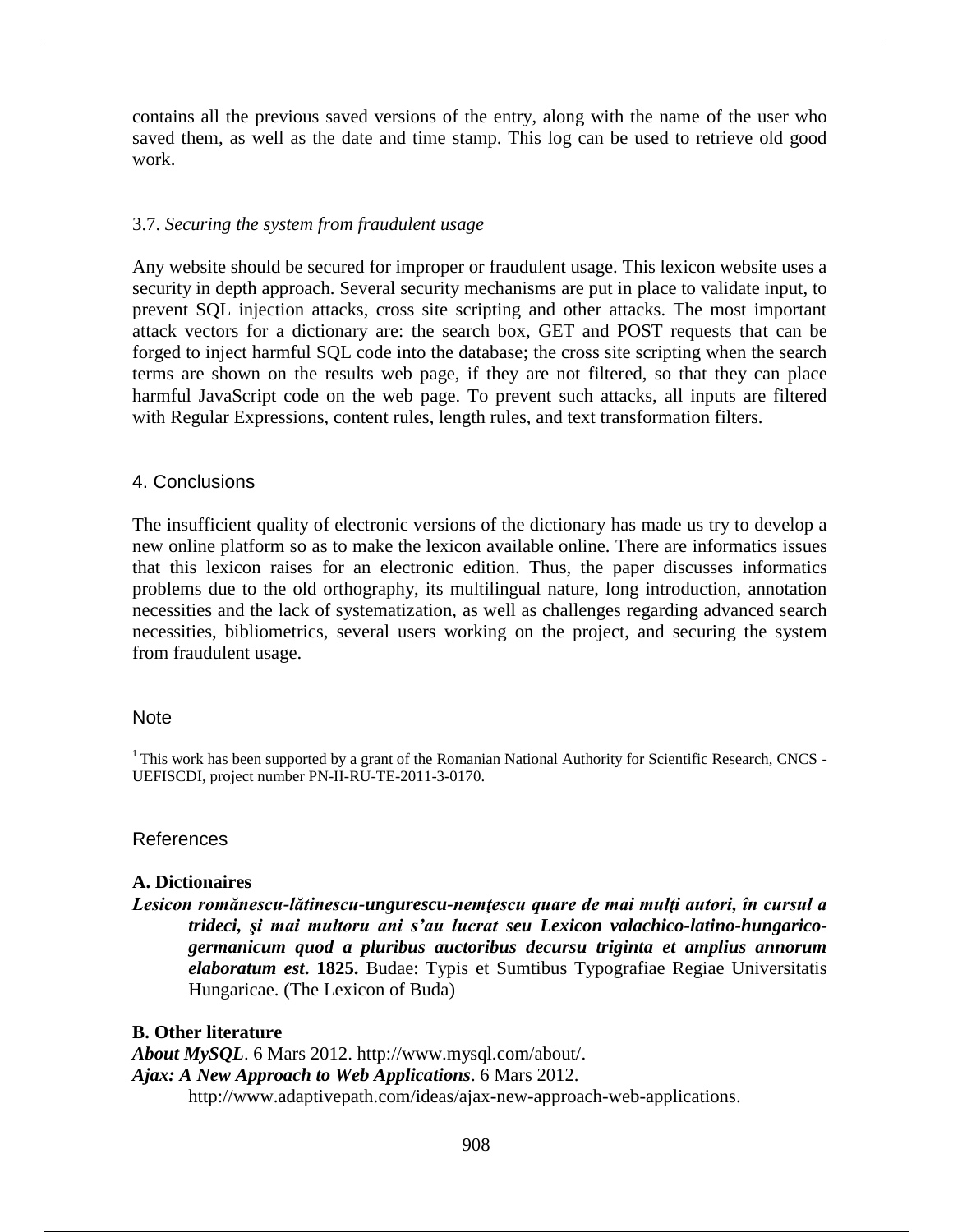contains all the previous saved versions of the entry, along with the name of the user who saved them, as well as the date and time stamp. This log can be used to retrieve old good work.

### 3.7. *Securing the system from fraudulent usage*

Any website should be secured for improper or fraudulent usage. This lexicon website uses a security in depth approach. Several security mechanisms are put in place to validate input, to prevent SQL injection attacks, cross site scripting and other attacks. The most important attack vectors for a dictionary are: the search box, GET and POST requests that can be forged to inject harmful SQL code into the database; the cross site scripting when the search terms are shown on the results web page, if they are not filtered, so that they can place harmful JavaScript code on the web page. To prevent such attacks, all inputs are filtered with Regular Expressions, content rules, length rules, and text transformation filters.

## 4. Conclusions

The insufficient quality of electronic versions of the dictionary has made us try to develop a new online platform so as to make the lexicon available online. There are informatics issues that this lexicon raises for an electronic edition. Thus, the paper discusses informatics problems due to the old orthography, its multilingual nature, long introduction, annotation necessities and the lack of systematization, as well as challenges regarding advanced search necessities, bibliometrics, several users working on the project, and securing the system from fraudulent usage.

## Note

[1] This work has been supported by a grant of the Romanian National Authority for Scientific Research, CNCS - UEFISCDI, project number PN-II-RU-TE-2011-3-0170.

## References

**A. Dictionaires**

***Lesicon romănescu-lătinescu-ungurescu-nemţescu quare de mai mulţi autori, în cursul a trideci, şi mai multoru ani s'au lucrat seu Lexicon valachico-latino-hungarico-germanicum quod a pluribus auctoribus decursu triginta et amplius annorum elaboratum est*. 1825.** Budae: Typis et Sumtibus Typografiae Regiae Universitatis Hungaricae. (The Lexicon of Buda)

**B. Other literature**

***About MySQL***. 6 Mars 2012. http://www.mysql.com/about/.

***Ajax: A New Approach to Web Applications***. 6 Mars 2012. http://www.adaptivepath.com/ideas/ajax-new-approach-web-applications.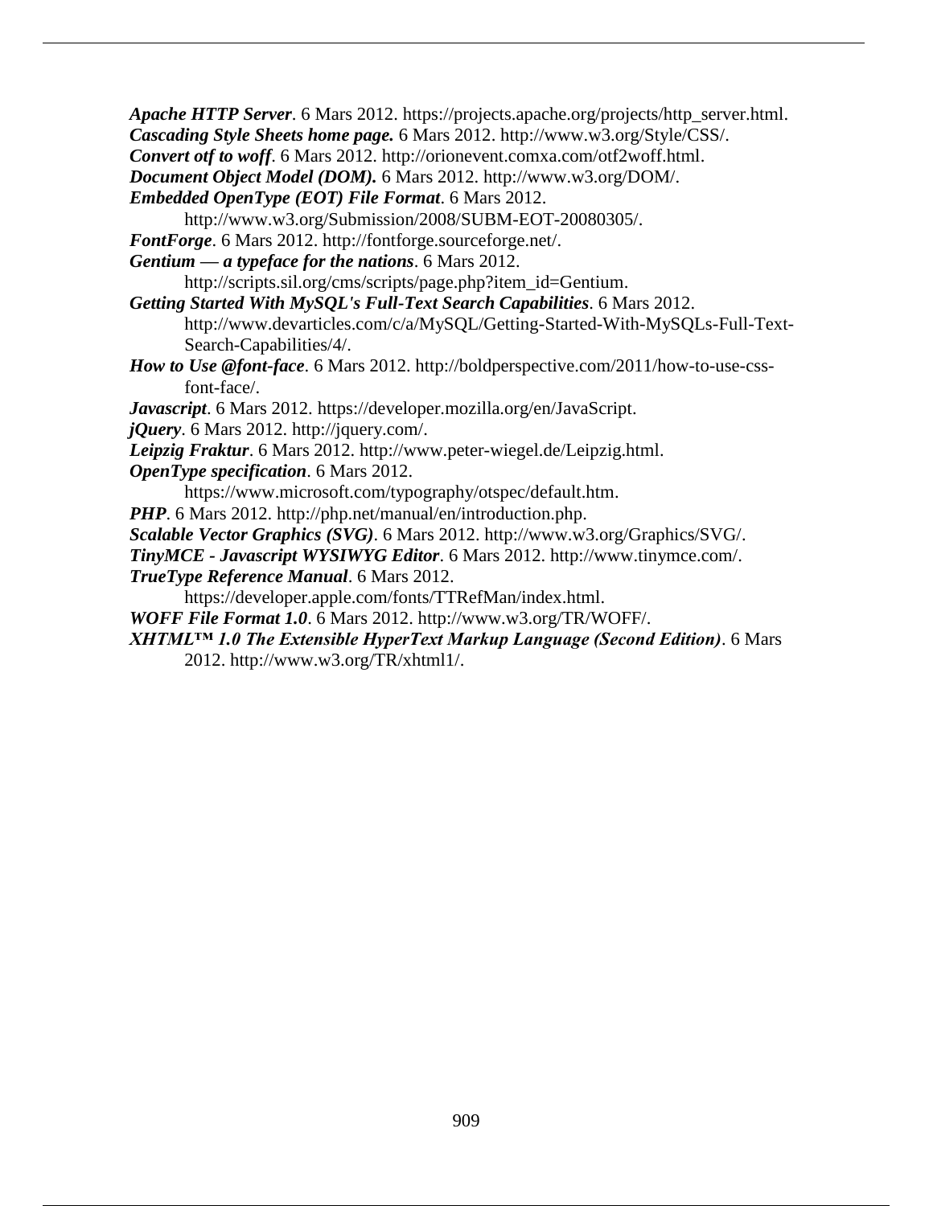***Apache HTTP Server***. 6 Mars 2012. https://projects.apache.org/projects/http_server.html.

***Cascading Style Sheets home page.*** 6 Mars 2012. http://www.w3.org/Style/CSS/.

***Convert otf to woff***. 6 Mars 2012. http://orionevent.comxa.com/otf2woff.html.

***Document Object Model (DOM).*** 6 Mars 2012. http://www.w3.org/DOM/.

***Embedded OpenType (EOT) File Format***. 6 Mars 2012. http://www.w3.org/Submission/2008/SUBM-EOT-20080305/.

***FontForge***. 6 Mars 2012. http://fontforge.sourceforge.net/.

***Gentium — a typeface for the nations***. 6 Mars 2012. http://scripts.sil.org/cms/scripts/page.php?item_id=Gentium.

***Getting Started With MySQL's Full-Text Search Capabilities***. 6 Mars 2012. http://www.devarticles.com/c/a/MySQL/Getting-Started-With-MySQLs-Full-Text-Search-Capabilities/4/.

***How to Use @font-face***. 6 Mars 2012. http://boldperspective.com/2011/how-to-use-css-font-face/.

***Javascript***. 6 Mars 2012. https://developer.mozilla.org/en/JavaScript.

***jQuery***. 6 Mars 2012. http://jquery.com/.

***Leipzig Fraktur***. 6 Mars 2012. http://www.peter-wiegel.de/Leipzig.html.

***OpenType specification***. 6 Mars 2012. https://www.microsoft.com/typography/otspec/default.htm.

***PHP***. 6 Mars 2012. http://php.net/manual/en/introduction.php.

***Scalable Vector Graphics (SVG)***. 6 Mars 2012. http://www.w3.org/Graphics/SVG/.

***TinyMCE - Javascript WYSIWYG Editor***. 6 Mars 2012. http://www.tinymce.com/.

***TrueType Reference Manual***. 6 Mars 2012. https://developer.apple.com/fonts/TTRefMan/index.html.

***WOFF File Format 1.0***. 6 Mars 2012. http://www.w3.org/TR/WOFF/.

***XHTML™ 1.0 The Extensible HyperText Markup Language (Second Edition)***. 6 Mars 2012. http://www.w3.org/TR/xhtml1/.